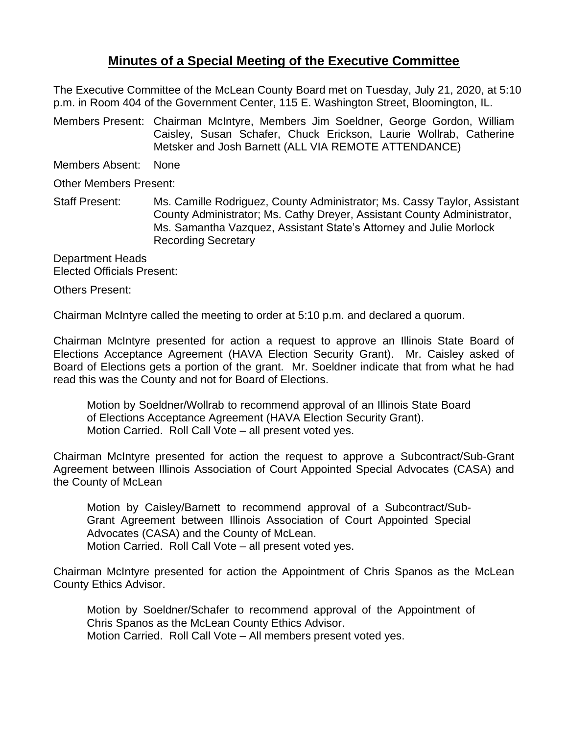# Minutes of a Special Meeting of the Executive Committee

The Executive Committee of the McLean County Board met on Tuesday, July 21, 2020, at 5:10 p.m. in Room 404 of the Government Center, 115 E. Washington Street, Bloomington, IL.

Members Present: Chairman McIntyre, Members Jim Soeldner, George Gordon, William Caisley, Susan Schafer, Chuck Erickson, Laurie Wollrab, Catherine Metsker and Josh Barnett (ALL VIA REMOTE ATTENDANCE)

Members Absent: None

Other Members Present:

Staff Present: Ms. Camille Rodriguez, County Administrator; Ms. Cassy Taylor, Assistant County Administrator; Ms. Cathy Dreyer, Assistant County Administrator, Ms. Samantha Vazquez, Assistant State's Attorney and Julie Morlock Recording Secretary

Department Heads
Elected Officials Present:

Others Present:

Chairman McIntyre called the meeting to order at 5:10 p.m. and declared a quorum.

Chairman McIntyre presented for action a request to approve an Illinois State Board of Elections Acceptance Agreement (HAVA Election Security Grant). Mr. Caisley asked of Board of Elections gets a portion of the grant. Mr. Soeldner indicate that from what he had read this was the County and not for Board of Elections.

> Motion by Soeldner/Wollrab to recommend approval of an Illinois State Board of Elections Acceptance Agreement (HAVA Election Security Grant).
> Motion Carried. Roll Call Vote – all present voted yes.

Chairman McIntyre presented for action the request to approve a Subcontract/Sub-Grant Agreement between Illinois Association of Court Appointed Special Advocates (CASA) and the County of McLean

> Motion by Caisley/Barnett to recommend approval of a Subcontract/Sub-Grant Agreement between Illinois Association of Court Appointed Special Advocates (CASA) and the County of McLean.
> Motion Carried. Roll Call Vote – all present voted yes.

Chairman McIntyre presented for action the Appointment of Chris Spanos as the McLean County Ethics Advisor.

> Motion by Soeldner/Schafer to recommend approval of the Appointment of Chris Spanos as the McLean County Ethics Advisor.
> Motion Carried. Roll Call Vote – All members present voted yes.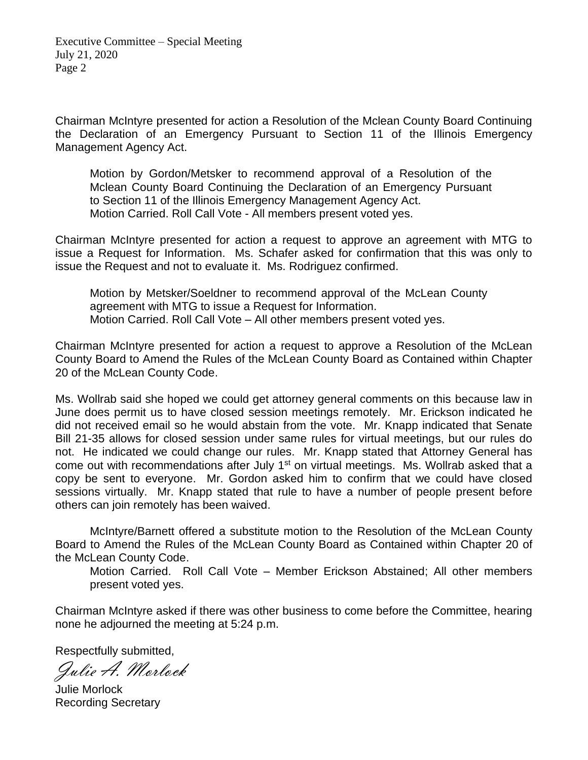Chairman McIntyre presented for action a Resolution of the Mclean County Board Continuing the Declaration of an Emergency Pursuant to Section 11 of the Illinois Emergency Management Agency Act.

> Motion by Gordon/Metsker to recommend approval of a Resolution of the Mclean County Board Continuing the Declaration of an Emergency Pursuant to Section 11 of the Illinois Emergency Management Agency Act.
> Motion Carried. Roll Call Vote - All members present voted yes.

Chairman McIntyre presented for action a request to approve an agreement with MTG to issue a Request for Information. Ms. Schafer asked for confirmation that this was only to issue the Request and not to evaluate it. Ms. Rodriguez confirmed.

> Motion by Metsker/Soeldner to recommend approval of the McLean County agreement with MTG to issue a Request for Information.
> Motion Carried. Roll Call Vote – All other members present voted yes.

Chairman McIntyre presented for action a request to approve a Resolution of the McLean County Board to Amend the Rules of the McLean County Board as Contained within Chapter 20 of the McLean County Code.

Ms. Wollrab said she hoped we could get attorney general comments on this because law in June does permit us to have closed session meetings remotely. Mr. Erickson indicated he did not received email so he would abstain from the vote. Mr. Knapp indicated that Senate Bill 21-35 allows for closed session under same rules for virtual meetings, but our rules do not. He indicated we could change our rules. Mr. Knapp stated that Attorney General has come out with recommendations after July 1st on virtual meetings. Ms. Wollrab asked that a copy be sent to everyone. Mr. Gordon asked him to confirm that we could have closed sessions virtually. Mr. Knapp stated that rule to have a number of people present before others can join remotely has been waived.

McIntyre/Barnett offered a substitute motion to the Resolution of the McLean County Board to Amend the Rules of the McLean County Board as Contained within Chapter 20 of the McLean County Code.

> Motion Carried. Roll Call Vote – Member Erickson Abstained; All other members present voted yes.

Chairman McIntyre asked if there was other business to come before the Committee, hearing none he adjourned the meeting at 5:24 p.m.

Respectfully submitted,

*Julie A. Morlock*

Julie Morlock
Recording Secretary